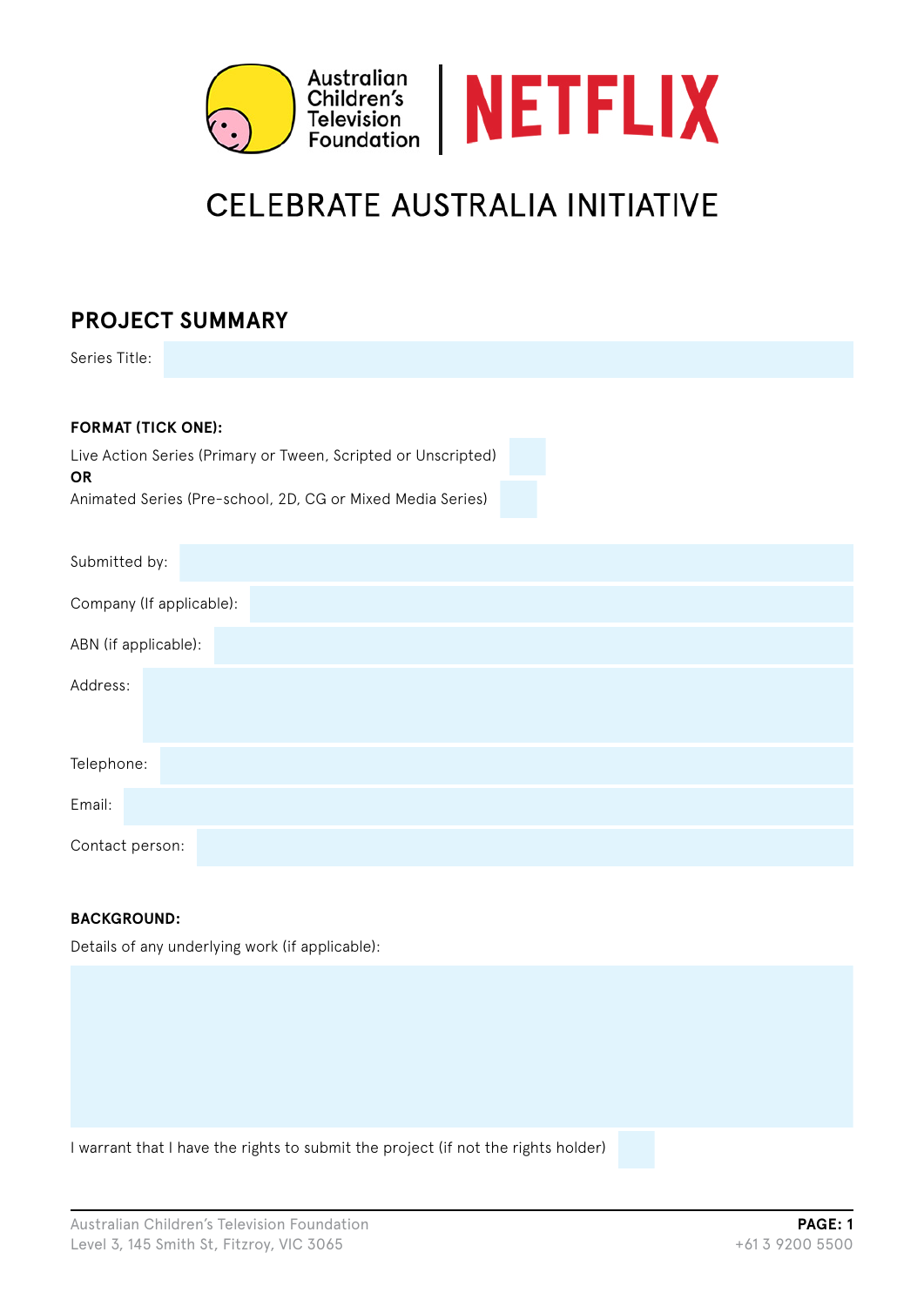Australian Children's Television Foundation | NETFLIX

# CELEBRATE AUSTRALIA INITIATIVE

## PROJECT SUMMARY

Series Title:

**FORMAT (TICK ONE):**

Live Action Series (Primary or Tween, Scripted or Unscripted)

**OR**

Animated Series (Pre-school, 2D, CG or Mixed Media Series)

Submitted by:

Company (If applicable):

ABN (if applicable):

Address:

Telephone:

Email:

Contact person:

**BACKGROUND:**

Details of any underlying work (if applicable):

I warrant that I have the rights to submit the project (if not the rights holder)

Australian Children's Television Foundation
Level 3, 145 Smith St, Fitzroy, VIC 3065

+61 3 9200 5500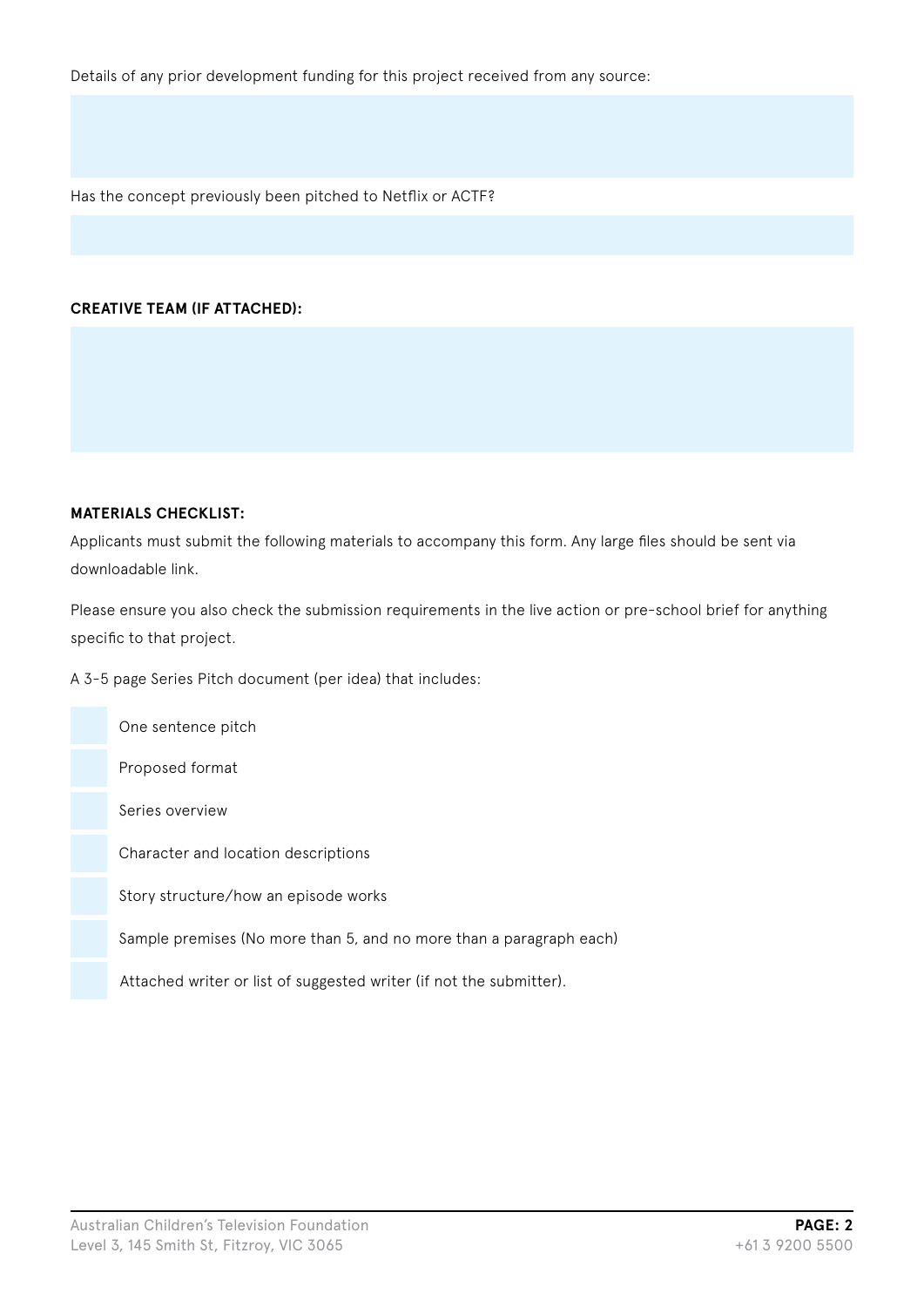Details of any prior development funding for this project received from any source:

Has the concept previously been pitched to Netflix or ACTF?

**CREATIVE TEAM (IF ATTACHED):**

**MATERIALS CHECKLIST:**

Applicants must submit the following materials to accompany this form. Any large files should be sent via downloadable link.

Please ensure you also check the submission requirements in the live action or pre-school brief for anything specific to that project.

A 3-5 page Series Pitch document (per idea) that includes:

- [ ] One sentence pitch
- [ ] Proposed format
- [ ] Series overview
- [ ] Character and location descriptions
- [ ] Story structure/how an episode works
- [ ] Sample premises (No more than 5, and no more than a paragraph each)
- [ ] Attached writer or list of suggested writer (if not the submitter).